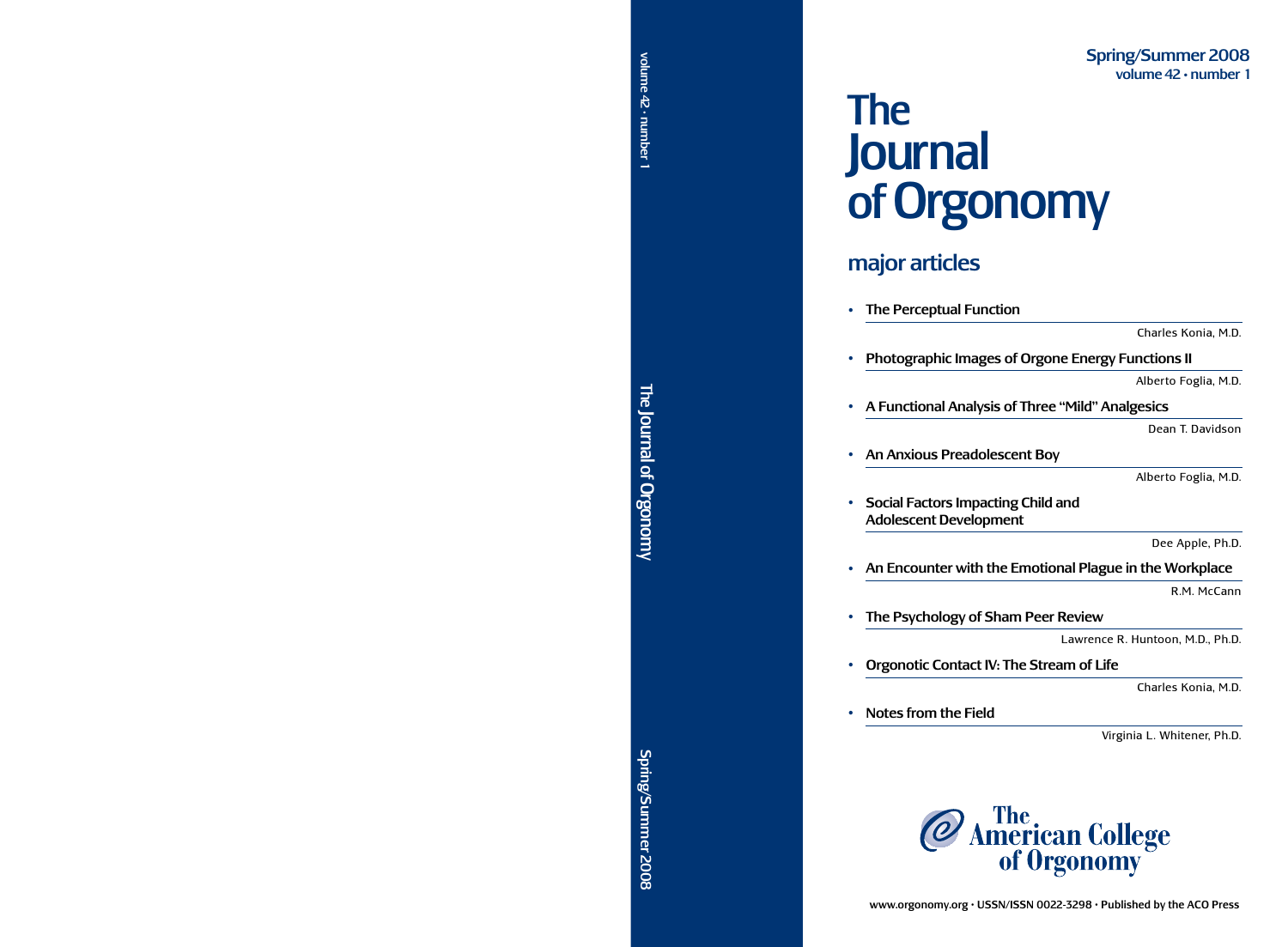Spring/Summer 2008
volume 42 • number 1

# The Journal of Orgonomy

## major articles

- **The Perceptual Function**
  Charles Konia, M.D.
- **Photographic Images of Orgone Energy Functions II**
  Alberto Foglia, M.D.
- **A Functional Analysis of Three "Mild" Analgesics**
  Dean T. Davidson
- **An Anxious Preadolescent Boy**
  Alberto Foglia, M.D.
- **Social Factors Impacting Child and Adolescent Development**
  Dee Apple, Ph.D.
- **An Encounter with the Emotional Plague in the Workplace**
  R.M. McCann
- **The Psychology of Sham Peer Review**
  Lawrence R. Huntoon, M.D., Ph.D.
- **Orgonotic Contact IV: The Stream of Life**
  Charles Konia, M.D.
- **Notes from the Field**
  Virginia L. Whitener, Ph.D.

The American College of Orgonomy

www.orgonomy.org • USSN/ISSN 0022-3298 • Published by the ACO Press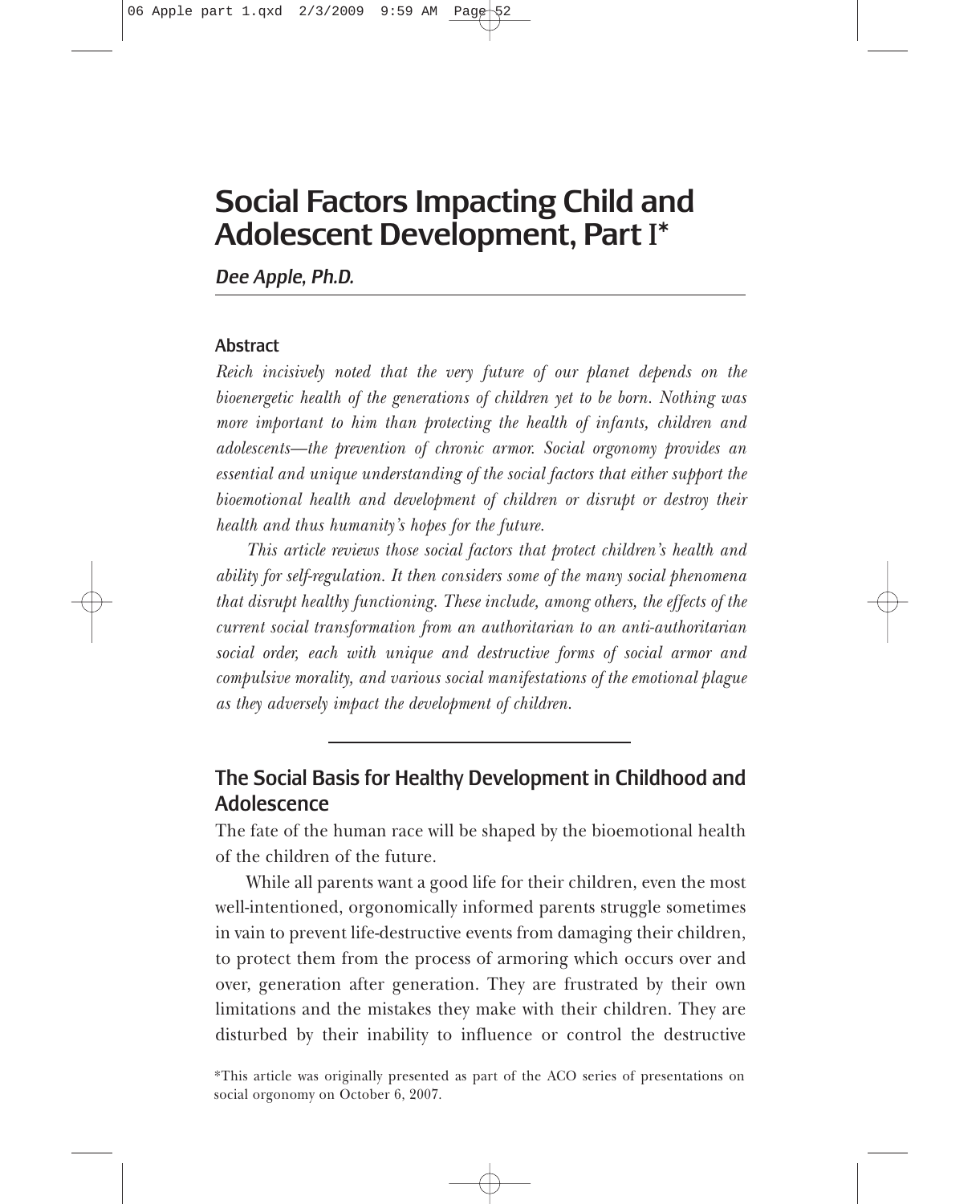# Social Factors Impacting Child and Adolescent Development, Part I*

*Dee Apple, Ph.D.*

## Abstract

*Reich incisively noted that the very future of our planet depends on the bioenergetic health of the generations of children yet to be born. Nothing was more important to him than protecting the health of infants, children and adolescents—the prevention of chronic armor. Social orgonomy provides an essential and unique understanding of the social factors that either support the bioemotional health and development of children or disrupt or destroy their health and thus humanity's hopes for the future.*

*This article reviews those social factors that protect children's health and ability for self-regulation. It then considers some of the many social phenomena that disrupt healthy functioning. These include, among others, the effects of the current social transformation from an authoritarian to an anti-authoritarian social order, each with unique and destructive forms of social armor and compulsive morality, and various social manifestations of the emotional plague as they adversely impact the development of children.*

## The Social Basis for Healthy Development in Childhood and Adolescence

The fate of the human race will be shaped by the bioemotional health of the children of the future.

While all parents want a good life for their children, even the most well-intentioned, orgonomically informed parents struggle sometimes in vain to prevent life-destructive events from damaging their children, to protect them from the process of armoring which occurs over and over, generation after generation. They are frustrated by their own limitations and the mistakes they make with their children. They are disturbed by their inability to influence or control the destructive

*This article was originally presented as part of the ACO series of presentations on social orgonomy on October 6, 2007.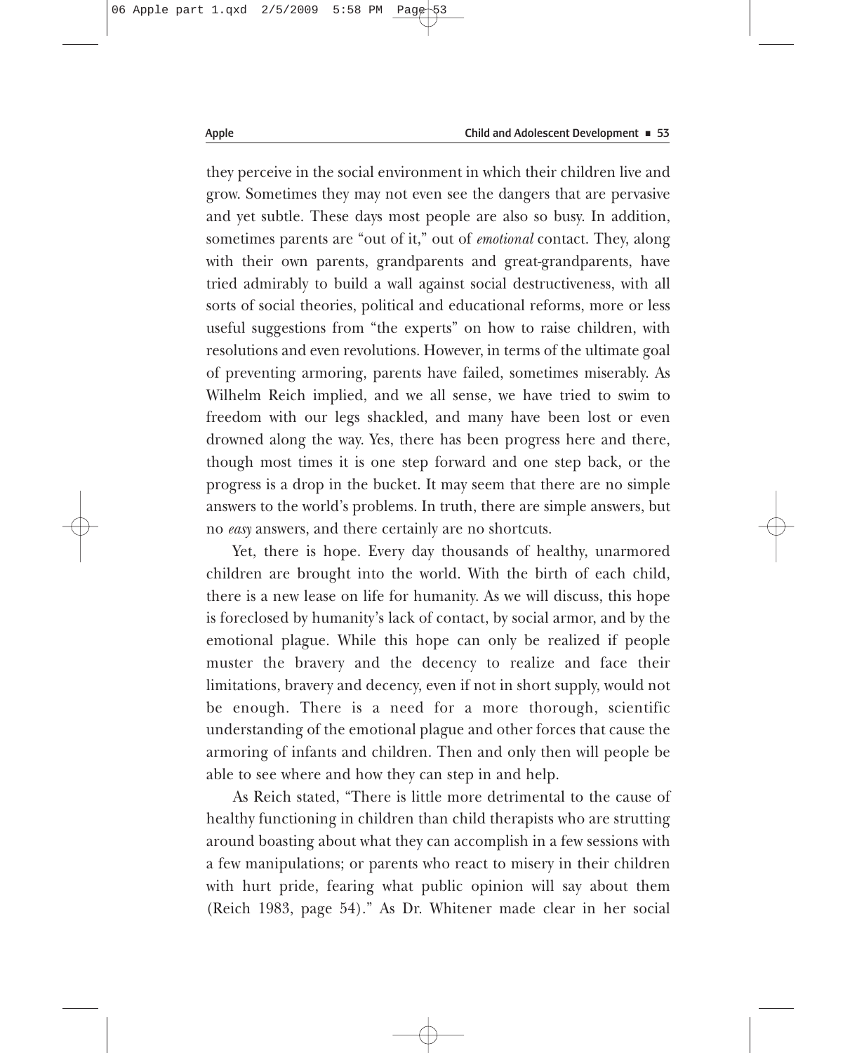they perceive in the social environment in which their children live and grow. Sometimes they may not even see the dangers that are pervasive and yet subtle. These days most people are also so busy. In addition, sometimes parents are "out of it," out of *emotional* contact. They, along with their own parents, grandparents and great-grandparents, have tried admirably to build a wall against social destructiveness, with all sorts of social theories, political and educational reforms, more or less useful suggestions from "the experts" on how to raise children, with resolutions and even revolutions. However, in terms of the ultimate goal of preventing armoring, parents have failed, sometimes miserably. As Wilhelm Reich implied, and we all sense, we have tried to swim to freedom with our legs shackled, and many have been lost or even drowned along the way. Yes, there has been progress here and there, though most times it is one step forward and one step back, or the progress is a drop in the bucket. It may seem that there are no simple answers to the world's problems. In truth, there are simple answers, but no *easy* answers, and there certainly are no shortcuts.

Yet, there is hope. Every day thousands of healthy, unarmored children are brought into the world. With the birth of each child, there is a new lease on life for humanity. As we will discuss, this hope is foreclosed by humanity's lack of contact, by social armor, and by the emotional plague. While this hope can only be realized if people muster the bravery and the decency to realize and face their limitations, bravery and decency, even if not in short supply, would not be enough. There is a need for a more thorough, scientific understanding of the emotional plague and other forces that cause the armoring of infants and children. Then and only then will people be able to see where and how they can step in and help.

As Reich stated, "There is little more detrimental to the cause of healthy functioning in children than child therapists who are strutting around boasting about what they can accomplish in a few sessions with a few manipulations; or parents who react to misery in their children with hurt pride, fearing what public opinion will say about them (Reich 1983, page 54)." As Dr. Whitener made clear in her social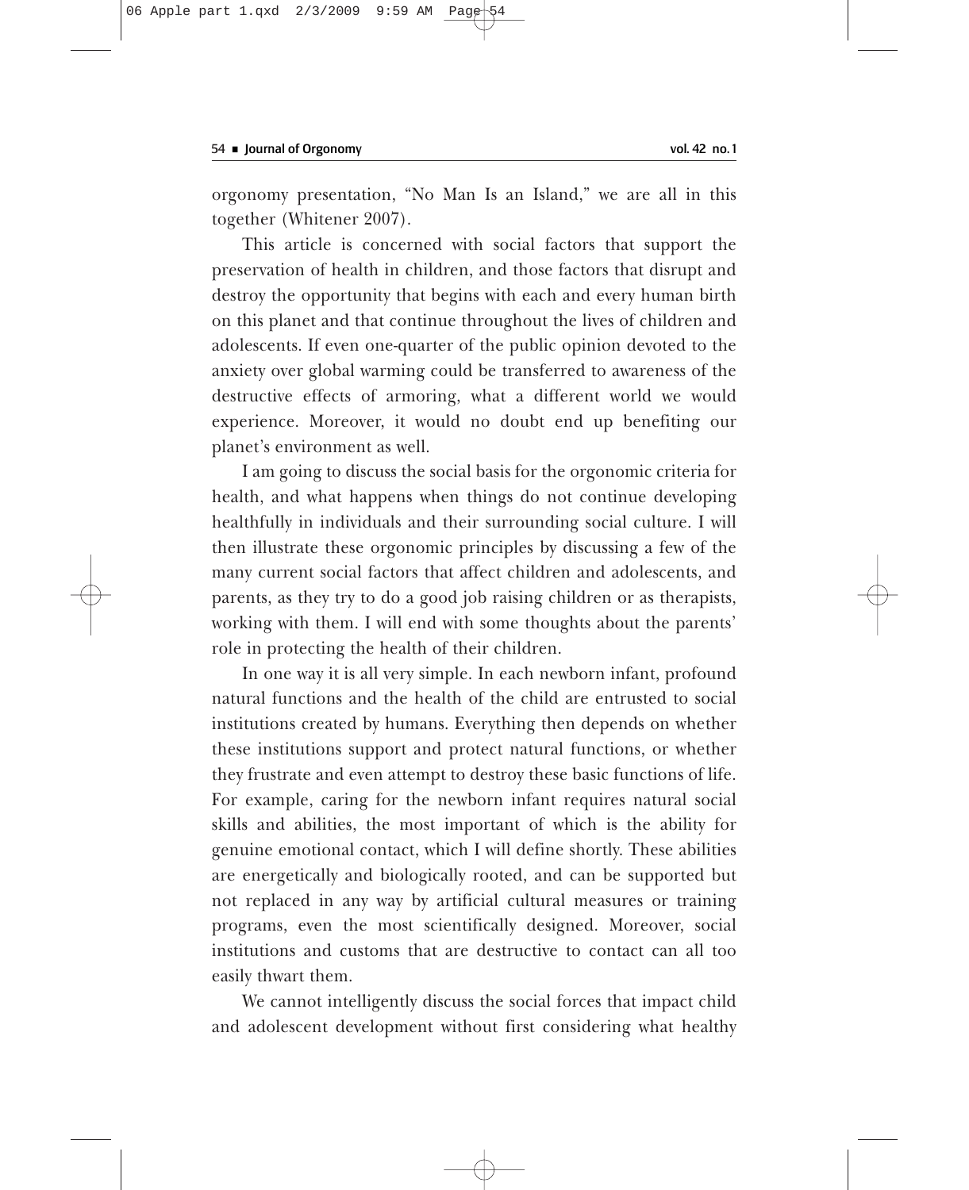orgonomy presentation, "No Man Is an Island," we are all in this together (Whitener 2007).

This article is concerned with social factors that support the preservation of health in children, and those factors that disrupt and destroy the opportunity that begins with each and every human birth on this planet and that continue throughout the lives of children and adolescents. If even one-quarter of the public opinion devoted to the anxiety over global warming could be transferred to awareness of the destructive effects of armoring, what a different world we would experience. Moreover, it would no doubt end up benefiting our planet's environment as well.

I am going to discuss the social basis for the orgonomic criteria for health, and what happens when things do not continue developing healthfully in individuals and their surrounding social culture. I will then illustrate these orgonomic principles by discussing a few of the many current social factors that affect children and adolescents, and parents, as they try to do a good job raising children or as therapists, working with them. I will end with some thoughts about the parents' role in protecting the health of their children.

In one way it is all very simple. In each newborn infant, profound natural functions and the health of the child are entrusted to social institutions created by humans. Everything then depends on whether these institutions support and protect natural functions, or whether they frustrate and even attempt to destroy these basic functions of life. For example, caring for the newborn infant requires natural social skills and abilities, the most important of which is the ability for genuine emotional contact, which I will define shortly. These abilities are energetically and biologically rooted, and can be supported but not replaced in any way by artificial cultural measures or training programs, even the most scientifically designed. Moreover, social institutions and customs that are destructive to contact can all too easily thwart them.

We cannot intelligently discuss the social forces that impact child and adolescent development without first considering what healthy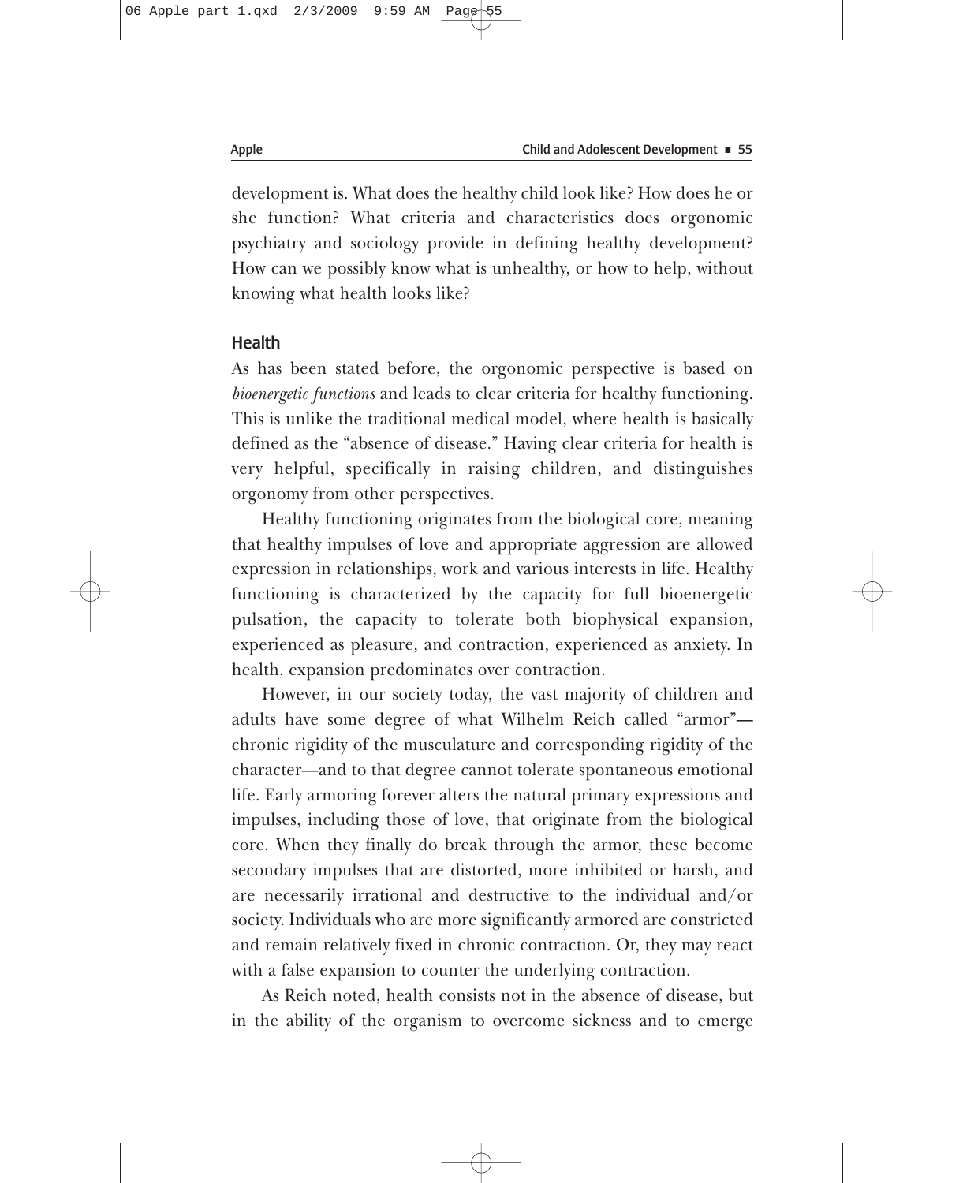development is. What does the healthy child look like? How does he or she function? What criteria and characteristics does orgonomic psychiatry and sociology provide in defining healthy development? How can we possibly know what is unhealthy, or how to help, without knowing what health looks like?

## Health

As has been stated before, the orgonomic perspective is based on *bioenergetic functions* and leads to clear criteria for healthy functioning. This is unlike the traditional medical model, where health is basically defined as the "absence of disease." Having clear criteria for health is very helpful, specifically in raising children, and distinguishes orgonomy from other perspectives.

Healthy functioning originates from the biological core, meaning that healthy impulses of love and appropriate aggression are allowed expression in relationships, work and various interests in life. Healthy functioning is characterized by the capacity for full bioenergetic pulsation, the capacity to tolerate both biophysical expansion, experienced as pleasure, and contraction, experienced as anxiety. In health, expansion predominates over contraction.

However, in our society today, the vast majority of children and adults have some degree of what Wilhelm Reich called "armor"—chronic rigidity of the musculature and corresponding rigidity of the character—and to that degree cannot tolerate spontaneous emotional life. Early armoring forever alters the natural primary expressions and impulses, including those of love, that originate from the biological core. When they finally do break through the armor, these become secondary impulses that are distorted, more inhibited or harsh, and are necessarily irrational and destructive to the individual and/or society. Individuals who are more significantly armored are constricted and remain relatively fixed in chronic contraction. Or, they may react with a false expansion to counter the underlying contraction.

As Reich noted, health consists not in the absence of disease, but in the ability of the organism to overcome sickness and to emerge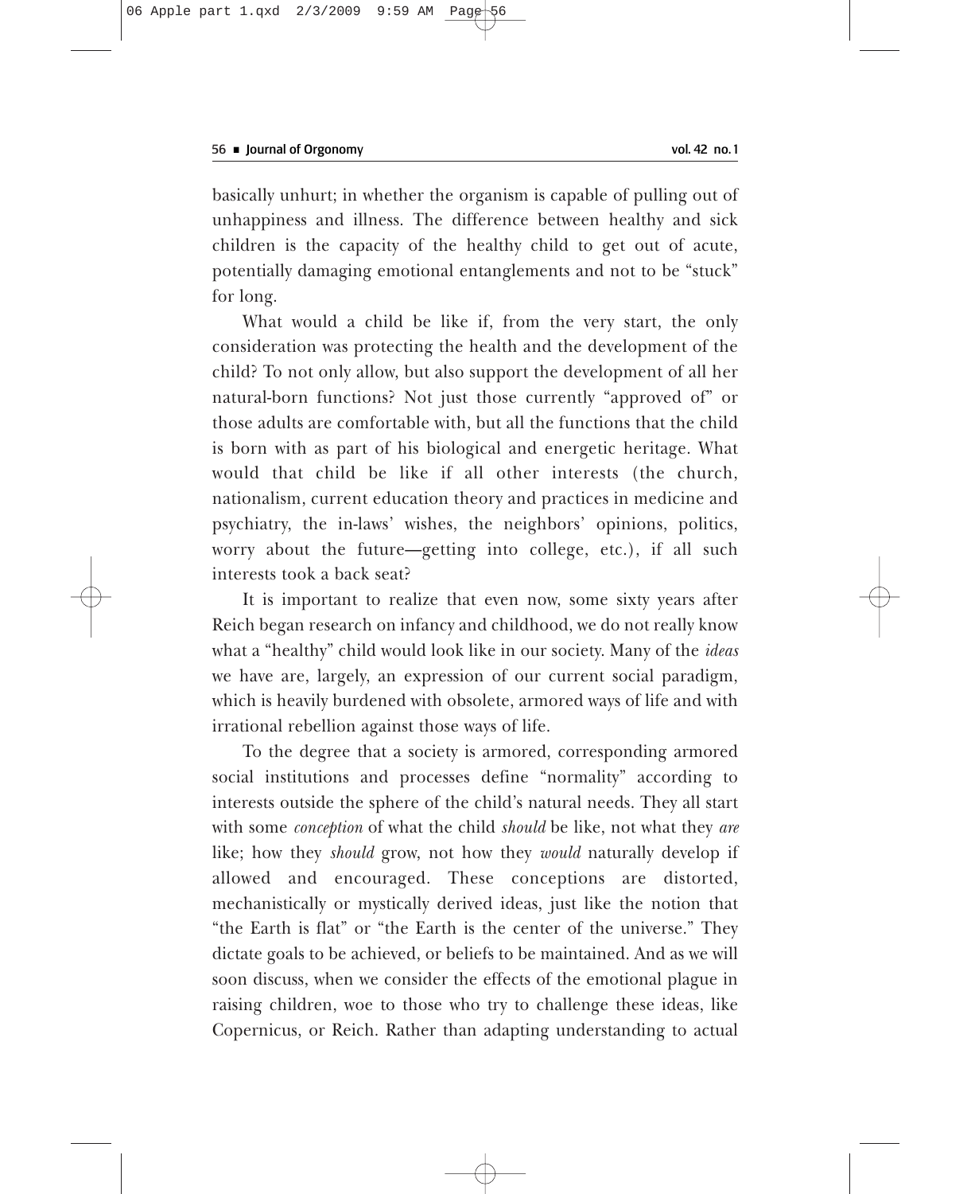basically unhurt; in whether the organism is capable of pulling out of unhappiness and illness. The difference between healthy and sick children is the capacity of the healthy child to get out of acute, potentially damaging emotional entanglements and not to be "stuck" for long.

What would a child be like if, from the very start, the only consideration was protecting the health and the development of the child? To not only allow, but also support the development of all her natural-born functions? Not just those currently "approved of" or those adults are comfortable with, but all the functions that the child is born with as part of his biological and energetic heritage. What would that child be like if all other interests (the church, nationalism, current education theory and practices in medicine and psychiatry, the in-laws' wishes, the neighbors' opinions, politics, worry about the future—getting into college, etc.), if all such interests took a back seat?

It is important to realize that even now, some sixty years after Reich began research on infancy and childhood, we do not really know what a "healthy" child would look like in our society. Many of the *ideas* we have are, largely, an expression of our current social paradigm, which is heavily burdened with obsolete, armored ways of life and with irrational rebellion against those ways of life.

To the degree that a society is armored, corresponding armored social institutions and processes define "normality" according to interests outside the sphere of the child's natural needs. They all start with some *conception* of what the child *should* be like, not what they *are* like; how they *should* grow, not how they *would* naturally develop if allowed and encouraged. These conceptions are distorted, mechanistically or mystically derived ideas, just like the notion that "the Earth is flat" or "the Earth is the center of the universe." They dictate goals to be achieved, or beliefs to be maintained. And as we will soon discuss, when we consider the effects of the emotional plague in raising children, woe to those who try to challenge these ideas, like Copernicus, or Reich. Rather than adapting understanding to actual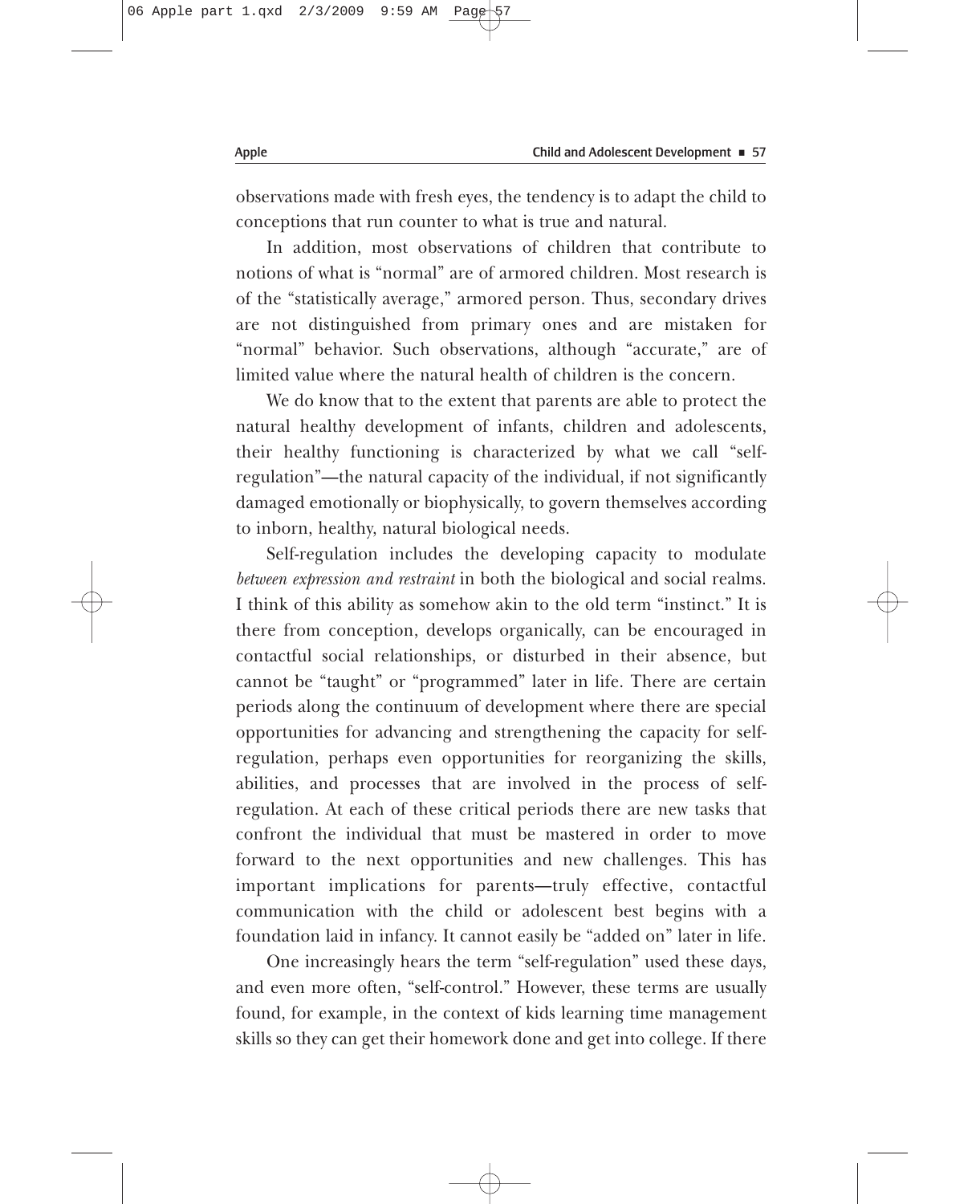observations made with fresh eyes, the tendency is to adapt the child to conceptions that run counter to what is true and natural.

In addition, most observations of children that contribute to notions of what is "normal" are of armored children. Most research is of the "statistically average," armored person. Thus, secondary drives are not distinguished from primary ones and are mistaken for "normal" behavior. Such observations, although "accurate," are of limited value where the natural health of children is the concern.

We do know that to the extent that parents are able to protect the natural healthy development of infants, children and adolescents, their healthy functioning is characterized by what we call "self-regulation"—the natural capacity of the individual, if not significantly damaged emotionally or biophysically, to govern themselves according to inborn, healthy, natural biological needs.

Self-regulation includes the developing capacity to modulate *between expression and restraint* in both the biological and social realms. I think of this ability as somehow akin to the old term "instinct." It is there from conception, develops organically, can be encouraged in contactful social relationships, or disturbed in their absence, but cannot be "taught" or "programmed" later in life. There are certain periods along the continuum of development where there are special opportunities for advancing and strengthening the capacity for self-regulation, perhaps even opportunities for reorganizing the skills, abilities, and processes that are involved in the process of self-regulation. At each of these critical periods there are new tasks that confront the individual that must be mastered in order to move forward to the next opportunities and new challenges. This has important implications for parents—truly effective, contactful communication with the child or adolescent best begins with a foundation laid in infancy. It cannot easily be "added on" later in life.

One increasingly hears the term "self-regulation" used these days, and even more often, "self-control." However, these terms are usually found, for example, in the context of kids learning time management skills so they can get their homework done and get into college. If there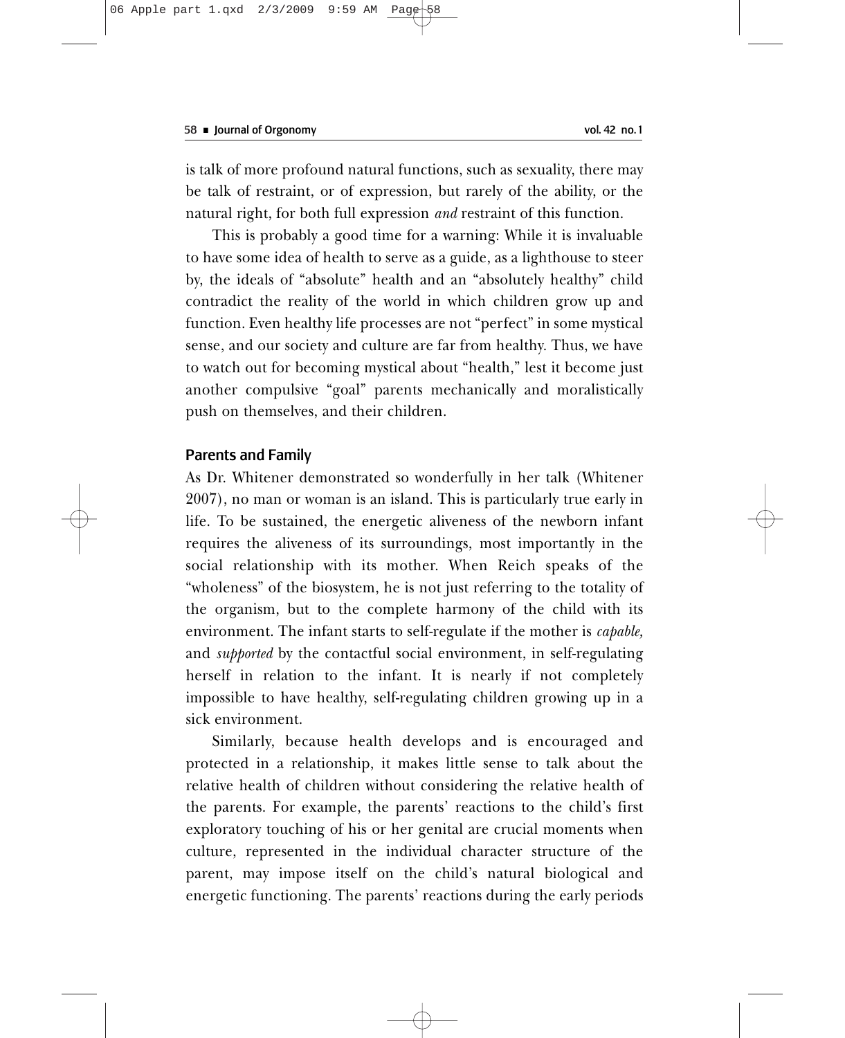is talk of more profound natural functions, such as sexuality, there may be talk of restraint, or of expression, but rarely of the ability, or the natural right, for both full expression *and* restraint of this function.

This is probably a good time for a warning: While it is invaluable to have some idea of health to serve as a guide, as a lighthouse to steer by, the ideals of "absolute" health and an "absolutely healthy" child contradict the reality of the world in which children grow up and function. Even healthy life processes are not "perfect" in some mystical sense, and our society and culture are far from healthy. Thus, we have to watch out for becoming mystical about "health," lest it become just another compulsive "goal" parents mechanically and moralistically push on themselves, and their children.

## Parents and Family

As Dr. Whitener demonstrated so wonderfully in her talk (Whitener 2007), no man or woman is an island. This is particularly true early in life. To be sustained, the energetic aliveness of the newborn infant requires the aliveness of its surroundings, most importantly in the social relationship with its mother. When Reich speaks of the "wholeness" of the biosystem, he is not just referring to the totality of the organism, but to the complete harmony of the child with its environment. The infant starts to self-regulate if the mother is *capable,* and *supported* by the contactful social environment, in self-regulating herself in relation to the infant. It is nearly if not completely impossible to have healthy, self-regulating children growing up in a sick environment.

Similarly, because health develops and is encouraged and protected in a relationship, it makes little sense to talk about the relative health of children without considering the relative health of the parents. For example, the parents' reactions to the child's first exploratory touching of his or her genital are crucial moments when culture, represented in the individual character structure of the parent, may impose itself on the child's natural biological and energetic functioning. The parents' reactions during the early periods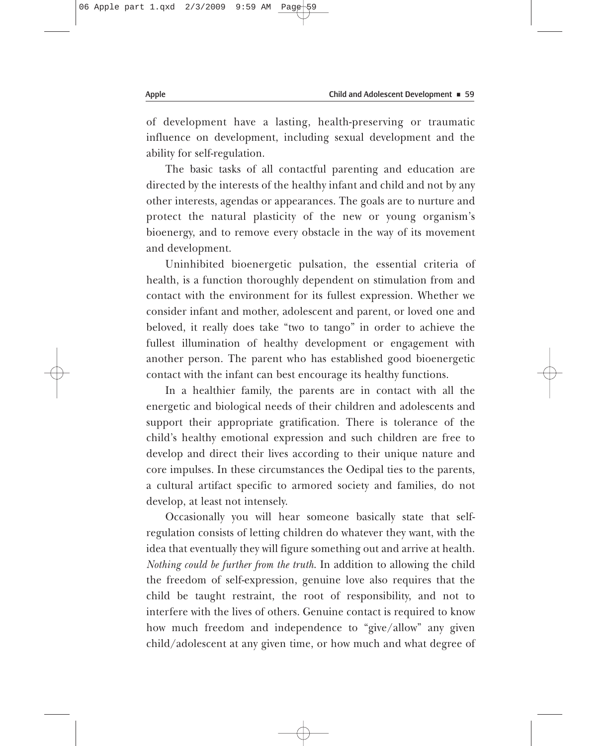of development have a lasting, health-preserving or traumatic influence on development, including sexual development and the ability for self-regulation.

The basic tasks of all contactful parenting and education are directed by the interests of the healthy infant and child and not by any other interests, agendas or appearances. The goals are to nurture and protect the natural plasticity of the new or young organism's bioenergy, and to remove every obstacle in the way of its movement and development.

Uninhibited bioenergetic pulsation, the essential criteria of health, is a function thoroughly dependent on stimulation from and contact with the environment for its fullest expression. Whether we consider infant and mother, adolescent and parent, or loved one and beloved, it really does take "two to tango" in order to achieve the fullest illumination of healthy development or engagement with another person. The parent who has established good bioenergetic contact with the infant can best encourage its healthy functions.

In a healthier family, the parents are in contact with all the energetic and biological needs of their children and adolescents and support their appropriate gratification. There is tolerance of the child's healthy emotional expression and such children are free to develop and direct their lives according to their unique nature and core impulses. In these circumstances the Oedipal ties to the parents, a cultural artifact specific to armored society and families, do not develop, at least not intensely.

Occasionally you will hear someone basically state that self-regulation consists of letting children do whatever they want, with the idea that eventually they will figure something out and arrive at health. *Nothing could be further from the truth*. In addition to allowing the child the freedom of self-expression, genuine love also requires that the child be taught restraint, the root of responsibility, and not to interfere with the lives of others. Genuine contact is required to know how much freedom and independence to "give/allow" any given child/adolescent at any given time, or how much and what degree of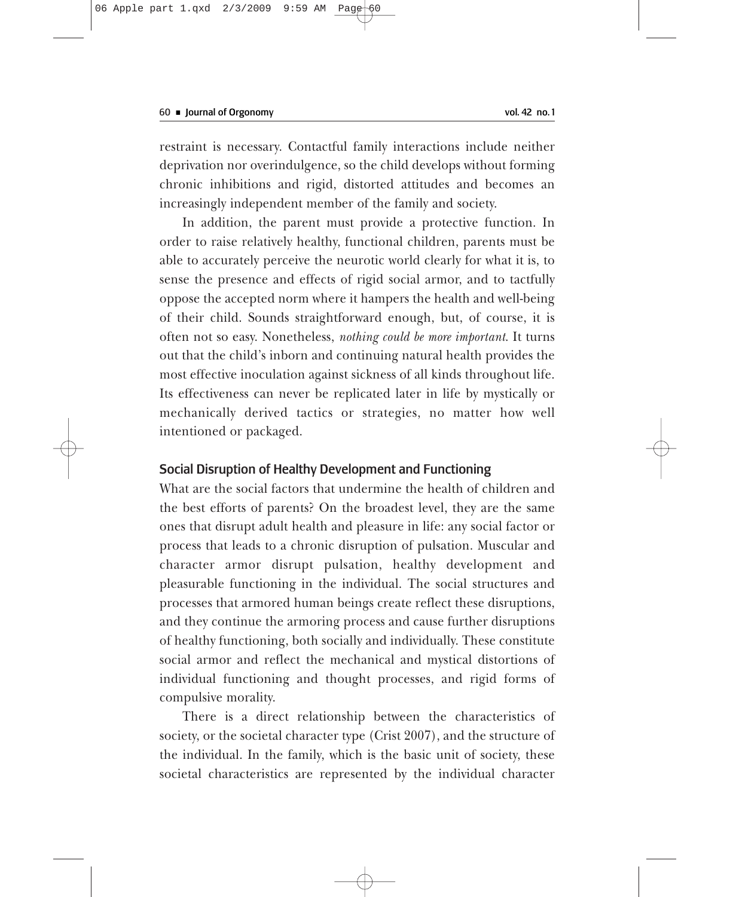restraint is necessary. Contactful family interactions include neither deprivation nor overindulgence, so the child develops without forming chronic inhibitions and rigid, distorted attitudes and becomes an increasingly independent member of the family and society.

In addition, the parent must provide a protective function. In order to raise relatively healthy, functional children, parents must be able to accurately perceive the neurotic world clearly for what it is, to sense the presence and effects of rigid social armor, and to tactfully oppose the accepted norm where it hampers the health and well-being of their child. Sounds straightforward enough, but, of course, it is often not so easy. Nonetheless, *nothing could be more important*. It turns out that the child's inborn and continuing natural health provides the most effective inoculation against sickness of all kinds throughout life. Its effectiveness can never be replicated later in life by mystically or mechanically derived tactics or strategies, no matter how well intentioned or packaged.

## Social Disruption of Healthy Development and Functioning

What are the social factors that undermine the health of children and the best efforts of parents? On the broadest level, they are the same ones that disrupt adult health and pleasure in life: any social factor or process that leads to a chronic disruption of pulsation. Muscular and character armor disrupt pulsation, healthy development and pleasurable functioning in the individual. The social structures and processes that armored human beings create reflect these disruptions, and they continue the armoring process and cause further disruptions of healthy functioning, both socially and individually. These constitute social armor and reflect the mechanical and mystical distortions of individual functioning and thought processes, and rigid forms of compulsive morality.

There is a direct relationship between the characteristics of society, or the societal character type (Crist 2007), and the structure of the individual. In the family, which is the basic unit of society, these societal characteristics are represented by the individual character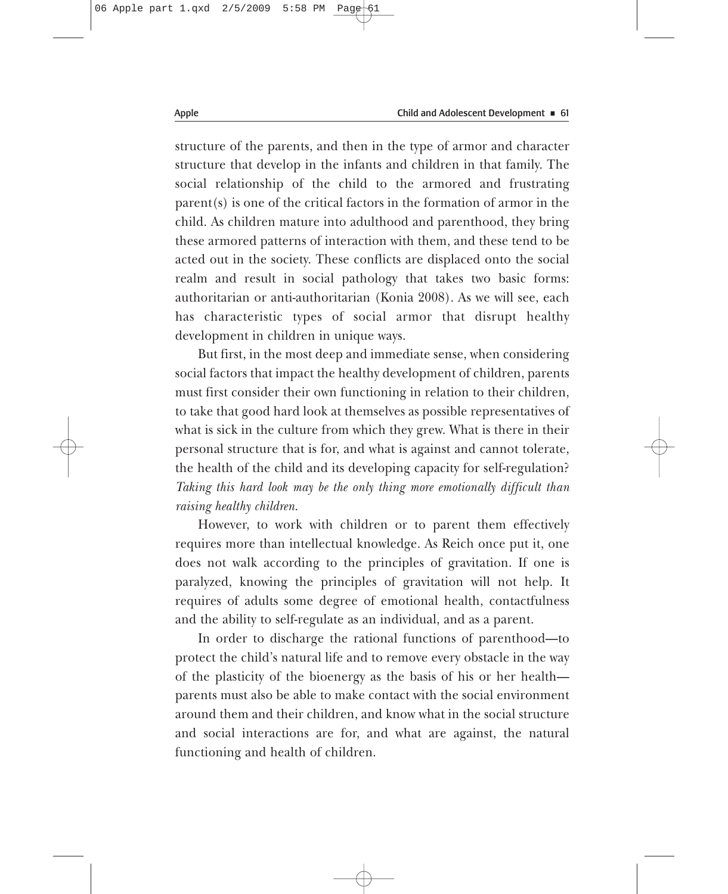structure of the parents, and then in the type of armor and character structure that develop in the infants and children in that family. The social relationship of the child to the armored and frustrating parent(s) is one of the critical factors in the formation of armor in the child. As children mature into adulthood and parenthood, they bring these armored patterns of interaction with them, and these tend to be acted out in the society. These conflicts are displaced onto the social realm and result in social pathology that takes two basic forms: authoritarian or anti-authoritarian (Konia 2008). As we will see, each has characteristic types of social armor that disrupt healthy development in children in unique ways.

But first, in the most deep and immediate sense, when considering social factors that impact the healthy development of children, parents must first consider their own functioning in relation to their children, to take that good hard look at themselves as possible representatives of what is sick in the culture from which they grew. What is there in their personal structure that is for, and what is against and cannot tolerate, the health of the child and its developing capacity for self-regulation? *Taking this hard look may be the only thing more emotionally difficult than raising healthy children.*

However, to work with children or to parent them effectively requires more than intellectual knowledge. As Reich once put it, one does not walk according to the principles of gravitation. If one is paralyzed, knowing the principles of gravitation will not help. It requires of adults some degree of emotional health, contactfulness and the ability to self-regulate as an individual, and as a parent.

In order to discharge the rational functions of parenthood—to protect the child's natural life and to remove every obstacle in the way of the plasticity of the bioenergy as the basis of his or her health—parents must also be able to make contact with the social environment around them and their children, and know what in the social structure and social interactions are for, and what are against, the natural functioning and health of children.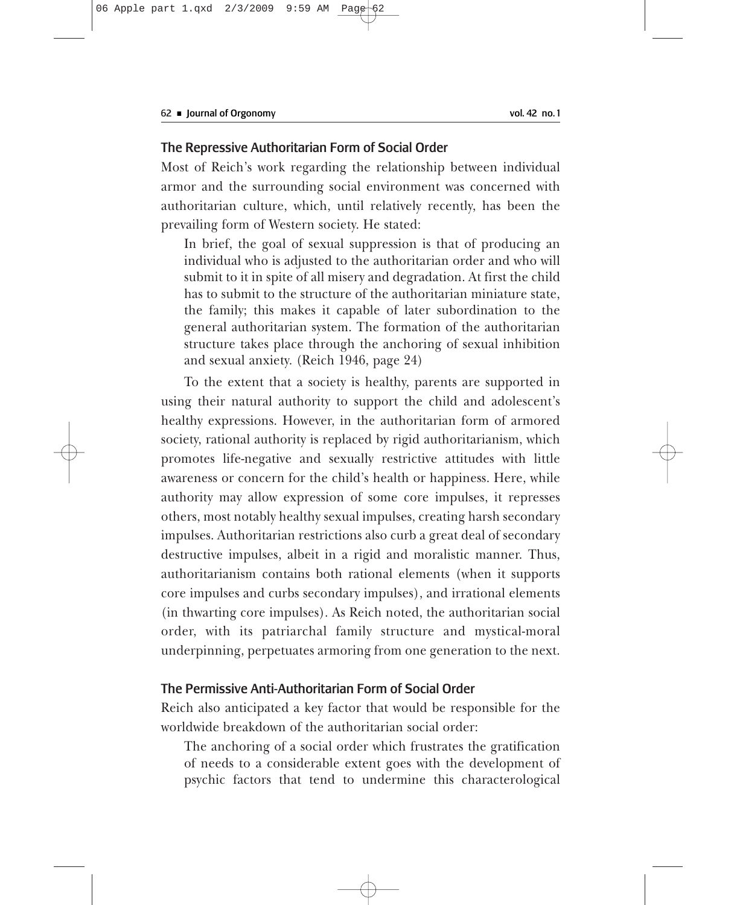## The Repressive Authoritarian Form of Social Order

Most of Reich's work regarding the relationship between individual armor and the surrounding social environment was concerned with authoritarian culture, which, until relatively recently, has been the prevailing form of Western society. He stated:

> In brief, the goal of sexual suppression is that of producing an individual who is adjusted to the authoritarian order and who will submit to it in spite of all misery and degradation. At first the child has to submit to the structure of the authoritarian miniature state, the family; this makes it capable of later subordination to the general authoritarian system. The formation of the authoritarian structure takes place through the anchoring of sexual inhibition and sexual anxiety. (Reich 1946, page 24)

To the extent that a society is healthy, parents are supported in using their natural authority to support the child and adolescent's healthy expressions. However, in the authoritarian form of armored society, rational authority is replaced by rigid authoritarianism, which promotes life-negative and sexually restrictive attitudes with little awareness or concern for the child's health or happiness. Here, while authority may allow expression of some core impulses, it represses others, most notably healthy sexual impulses, creating harsh secondary impulses. Authoritarian restrictions also curb a great deal of secondary destructive impulses, albeit in a rigid and moralistic manner. Thus, authoritarianism contains both rational elements (when it supports core impulses and curbs secondary impulses), and irrational elements (in thwarting core impulses). As Reich noted, the authoritarian social order, with its patriarchal family structure and mystical-moral underpinning, perpetuates armoring from one generation to the next.

## The Permissive Anti-Authoritarian Form of Social Order

Reich also anticipated a key factor that would be responsible for the worldwide breakdown of the authoritarian social order:

> The anchoring of a social order which frustrates the gratification of needs to a considerable extent goes with the development of psychic factors that tend to undermine this characterological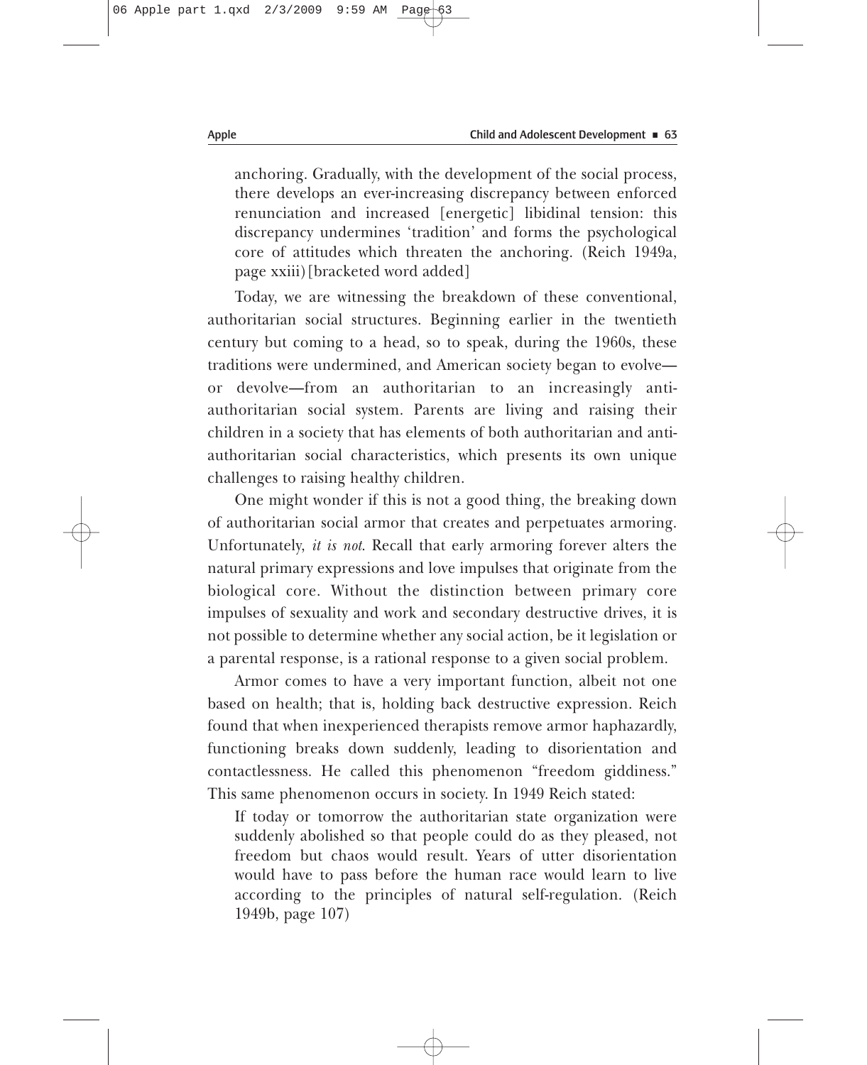> anchoring. Gradually, with the development of the social process, there develops an ever-increasing discrepancy between enforced renunciation and increased [energetic] libidinal tension: this discrepancy undermines 'tradition' and forms the psychological core of attitudes which threaten the anchoring. (Reich 1949a, page xxiii) [bracketed word added]

Today, we are witnessing the breakdown of these conventional, authoritarian social structures. Beginning earlier in the twentieth century but coming to a head, so to speak, during the 1960s, these traditions were undermined, and American society began to evolve—or devolve—from an authoritarian to an increasingly anti-authoritarian social system. Parents are living and raising their children in a society that has elements of both authoritarian and anti-authoritarian social characteristics, which presents its own unique challenges to raising healthy children.

One might wonder if this is not a good thing, the breaking down of authoritarian social armor that creates and perpetuates armoring. Unfortunately, *it is not*. Recall that early armoring forever alters the natural primary expressions and love impulses that originate from the biological core. Without the distinction between primary core impulses of sexuality and work and secondary destructive drives, it is not possible to determine whether any social action, be it legislation or a parental response, is a rational response to a given social problem.

Armor comes to have a very important function, albeit not one based on health; that is, holding back destructive expression. Reich found that when inexperienced therapists remove armor haphazardly, functioning breaks down suddenly, leading to disorientation and contactlessness. He called this phenomenon "freedom giddiness." This same phenomenon occurs in society. In 1949 Reich stated:

> If today or tomorrow the authoritarian state organization were suddenly abolished so that people could do as they pleased, not freedom but chaos would result. Years of utter disorientation would have to pass before the human race would learn to live according to the principles of natural self-regulation. (Reich 1949b, page 107)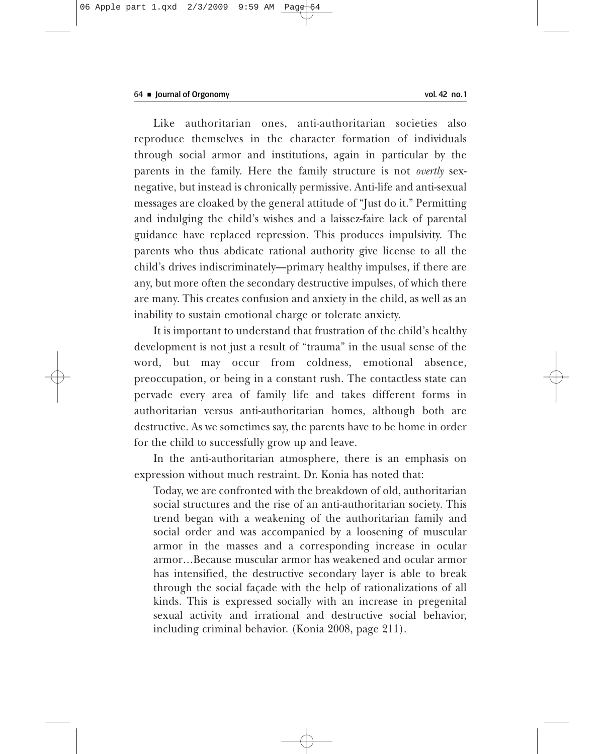Like authoritarian ones, anti-authoritarian societies also reproduce themselves in the character formation of individuals through social armor and institutions, again in particular by the parents in the family. Here the family structure is not *overtly* sex-negative, but instead is chronically permissive. Anti-life and anti-sexual messages are cloaked by the general attitude of "Just do it." Permitting and indulging the child's wishes and a laissez-faire lack of parental guidance have replaced repression. This produces impulsivity. The parents who thus abdicate rational authority give license to all the child's drives indiscriminately—primary healthy impulses, if there are any, but more often the secondary destructive impulses, of which there are many. This creates confusion and anxiety in the child, as well as an inability to sustain emotional charge or tolerate anxiety.

It is important to understand that frustration of the child's healthy development is not just a result of "trauma" in the usual sense of the word, but may occur from coldness, emotional absence, preoccupation, or being in a constant rush. The contactless state can pervade every area of family life and takes different forms in authoritarian versus anti-authoritarian homes, although both are destructive. As we sometimes say, the parents have to be home in order for the child to successfully grow up and leave.

In the anti-authoritarian atmosphere, there is an emphasis on expression without much restraint. Dr. Konia has noted that:

> Today, we are confronted with the breakdown of old, authoritarian social structures and the rise of an anti-authoritarian society. This trend began with a weakening of the authoritarian family and social order and was accompanied by a loosening of muscular armor in the masses and a corresponding increase in ocular armor…Because muscular armor has weakened and ocular armor has intensified, the destructive secondary layer is able to break through the social façade with the help of rationalizations of all kinds. This is expressed socially with an increase in pregenital sexual activity and irrational and destructive social behavior, including criminal behavior. (Konia 2008, page 211).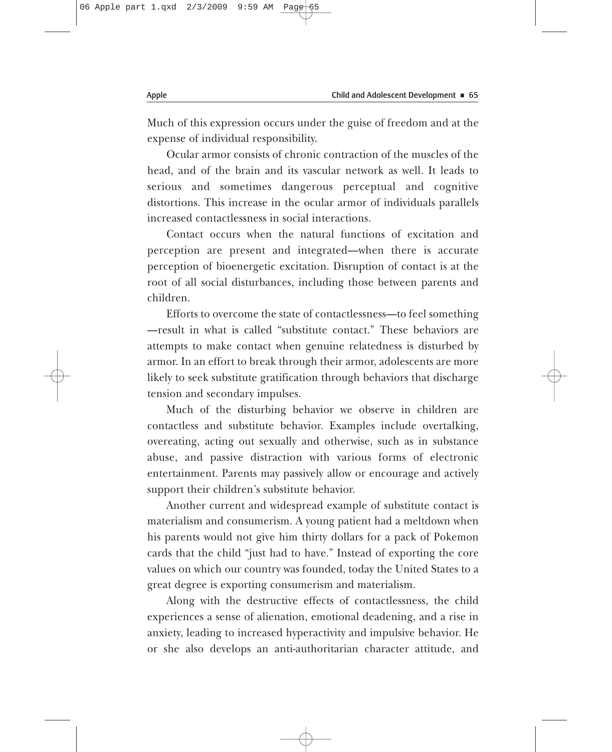Much of this expression occurs under the guise of freedom and at the expense of individual responsibility.

Ocular armor consists of chronic contraction of the muscles of the head, and of the brain and its vascular network as well. It leads to serious and sometimes dangerous perceptual and cognitive distortions. This increase in the ocular armor of individuals parallels increased contactlessness in social interactions.

Contact occurs when the natural functions of excitation and perception are present and integrated—when there is accurate perception of bioenergetic excitation. Disruption of contact is at the root of all social disturbances, including those between parents and children.

Efforts to overcome the state of contactlessness—to feel something—result in what is called "substitute contact." These behaviors are attempts to make contact when genuine relatedness is disturbed by armor. In an effort to break through their armor, adolescents are more likely to seek substitute gratification through behaviors that discharge tension and secondary impulses.

Much of the disturbing behavior we observe in children are contactless and substitute behavior. Examples include overtalking, overeating, acting out sexually and otherwise, such as in substance abuse, and passive distraction with various forms of electronic entertainment. Parents may passively allow or encourage and actively support their children's substitute behavior.

Another current and widespread example of substitute contact is materialism and consumerism. A young patient had a meltdown when his parents would not give him thirty dollars for a pack of Pokemon cards that the child "just had to have." Instead of exporting the core values on which our country was founded, today the United States to a great degree is exporting consumerism and materialism.

Along with the destructive effects of contactlessness, the child experiences a sense of alienation, emotional deadening, and a rise in anxiety, leading to increased hyperactivity and impulsive behavior. He or she also develops an anti-authoritarian character attitude, and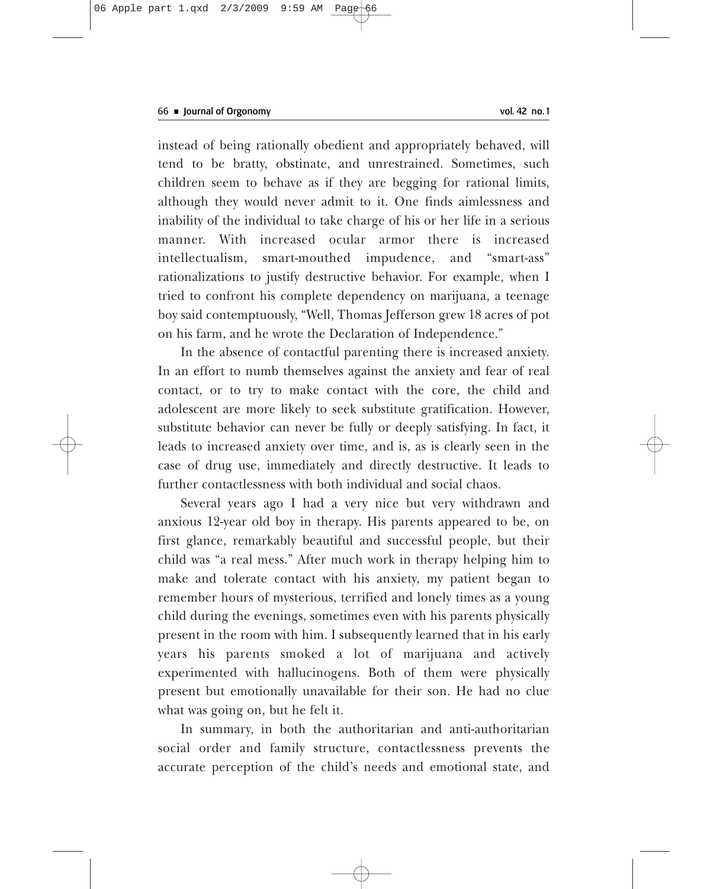instead of being rationally obedient and appropriately behaved, will tend to be bratty, obstinate, and unrestrained. Sometimes, such children seem to behave as if they are begging for rational limits, although they would never admit to it. One finds aimlessness and inability of the individual to take charge of his or her life in a serious manner. With increased ocular armor there is increased intellectualism, smart-mouthed impudence, and "smart-ass" rationalizations to justify destructive behavior. For example, when I tried to confront his complete dependency on marijuana, a teenage boy said contemptuously, "Well, Thomas Jefferson grew 18 acres of pot on his farm, and he wrote the Declaration of Independence."

In the absence of contactful parenting there is increased anxiety. In an effort to numb themselves against the anxiety and fear of real contact, or to try to make contact with the core, the child and adolescent are more likely to seek substitute gratification. However, substitute behavior can never be fully or deeply satisfying. In fact, it leads to increased anxiety over time, and is, as is clearly seen in the case of drug use, immediately and directly destructive. It leads to further contactlessness with both individual and social chaos.

Several years ago I had a very nice but very withdrawn and anxious 12-year old boy in therapy. His parents appeared to be, on first glance, remarkably beautiful and successful people, but their child was "a real mess." After much work in therapy helping him to make and tolerate contact with his anxiety, my patient began to remember hours of mysterious, terrified and lonely times as a young child during the evenings, sometimes even with his parents physically present in the room with him. I subsequently learned that in his early years his parents smoked a lot of marijuana and actively experimented with hallucinogens. Both of them were physically present but emotionally unavailable for their son. He had no clue what was going on, but he felt it.

In summary, in both the authoritarian and anti-authoritarian social order and family structure, contactlessness prevents the accurate perception of the child's needs and emotional state, and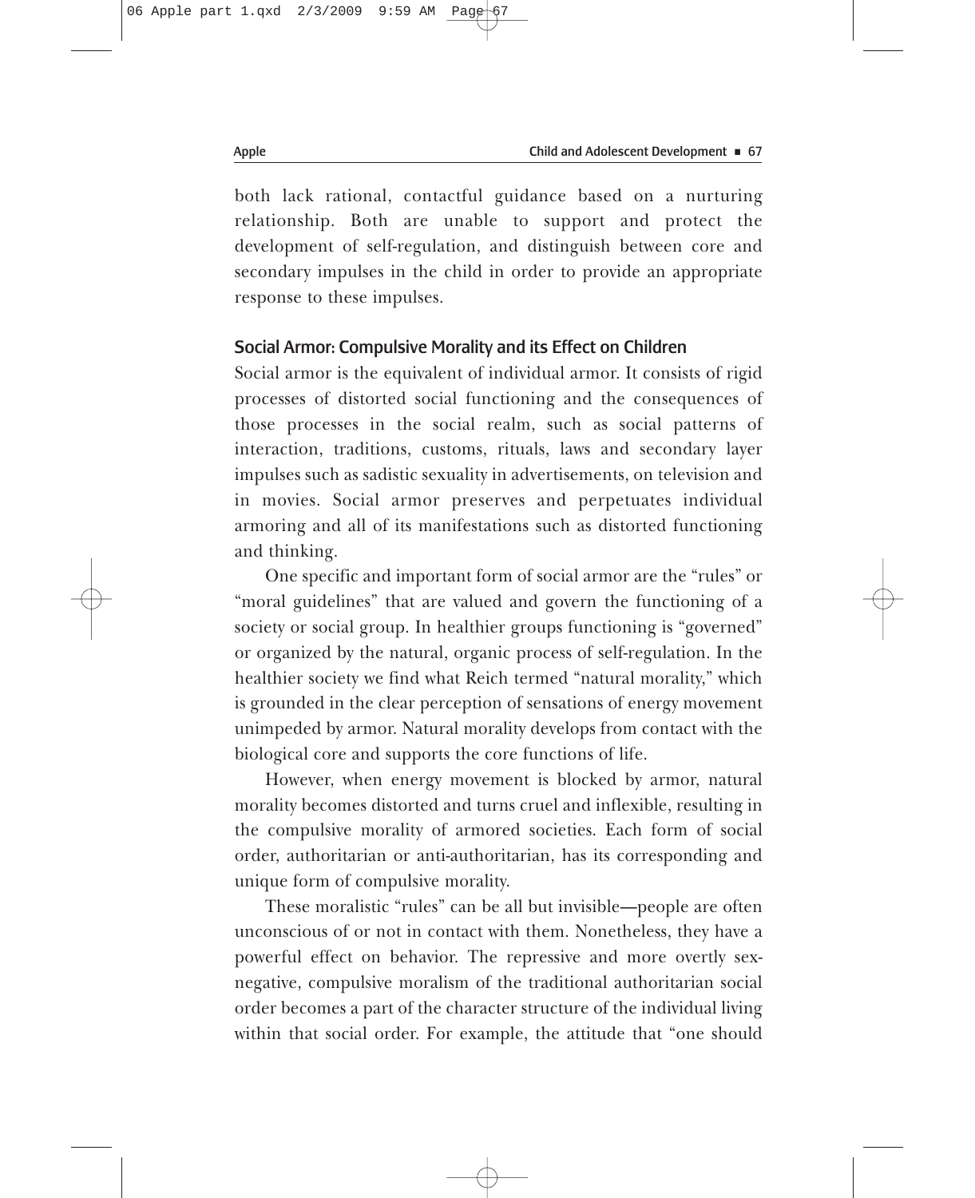both lack rational, contactful guidance based on a nurturing relationship. Both are unable to support and protect the development of self-regulation, and distinguish between core and secondary impulses in the child in order to provide an appropriate response to these impulses.

### Social Armor: Compulsive Morality and its Effect on Children

Social armor is the equivalent of individual armor. It consists of rigid processes of distorted social functioning and the consequences of those processes in the social realm, such as social patterns of interaction, traditions, customs, rituals, laws and secondary layer impulses such as sadistic sexuality in advertisements, on television and in movies. Social armor preserves and perpetuates individual armoring and all of its manifestations such as distorted functioning and thinking.

One specific and important form of social armor are the "rules" or "moral guidelines" that are valued and govern the functioning of a society or social group. In healthier groups functioning is "governed" or organized by the natural, organic process of self-regulation. In the healthier society we find what Reich termed "natural morality," which is grounded in the clear perception of sensations of energy movement unimpeded by armor. Natural morality develops from contact with the biological core and supports the core functions of life.

However, when energy movement is blocked by armor, natural morality becomes distorted and turns cruel and inflexible, resulting in the compulsive morality of armored societies. Each form of social order, authoritarian or anti-authoritarian, has its corresponding and unique form of compulsive morality.

These moralistic "rules" can be all but invisible—people are often unconscious of or not in contact with them. Nonetheless, they have a powerful effect on behavior. The repressive and more overtly sex-negative, compulsive moralism of the traditional authoritarian social order becomes a part of the character structure of the individual living within that social order. For example, the attitude that "one should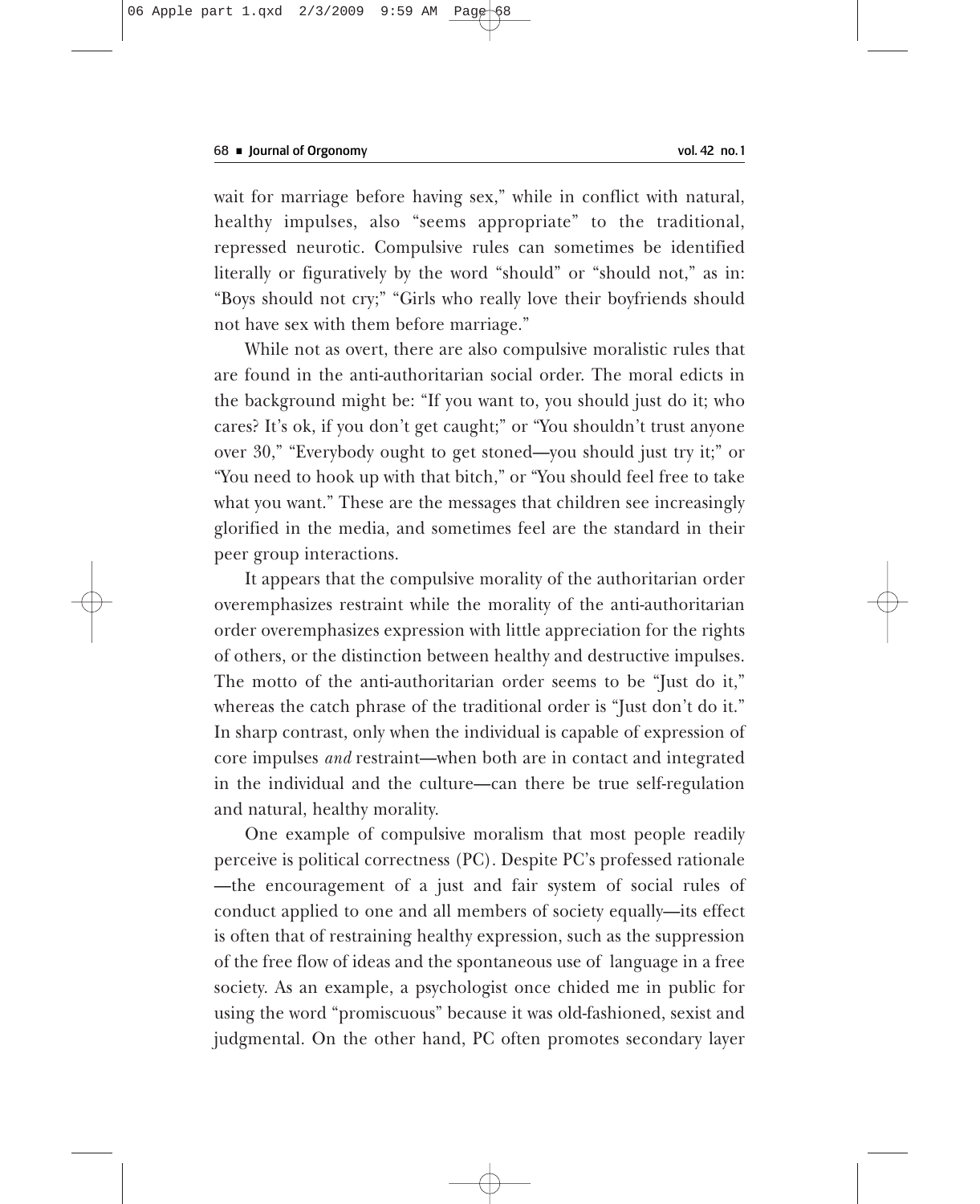wait for marriage before having sex," while in conflict with natural, healthy impulses, also "seems appropriate" to the traditional, repressed neurotic. Compulsive rules can sometimes be identified literally or figuratively by the word "should" or "should not," as in: "Boys should not cry;" "Girls who really love their boyfriends should not have sex with them before marriage."

While not as overt, there are also compulsive moralistic rules that are found in the anti-authoritarian social order. The moral edicts in the background might be: "If you want to, you should just do it; who cares? It's ok, if you don't get caught;" or "You shouldn't trust anyone over 30," "Everybody ought to get stoned—you should just try it;" or "You need to hook up with that bitch," or "You should feel free to take what you want." These are the messages that children see increasingly glorified in the media, and sometimes feel are the standard in their peer group interactions.

It appears that the compulsive morality of the authoritarian order overemphasizes restraint while the morality of the anti-authoritarian order overemphasizes expression with little appreciation for the rights of others, or the distinction between healthy and destructive impulses. The motto of the anti-authoritarian order seems to be "Just do it," whereas the catch phrase of the traditional order is "Just don't do it." In sharp contrast, only when the individual is capable of expression of core impulses *and* restraint—when both are in contact and integrated in the individual and the culture—can there be true self-regulation and natural, healthy morality.

One example of compulsive moralism that most people readily perceive is political correctness (PC). Despite PC's professed rationale—the encouragement of a just and fair system of social rules of conduct applied to one and all members of society equally—its effect is often that of restraining healthy expression, such as the suppression of the free flow of ideas and the spontaneous use of language in a free society. As an example, a psychologist once chided me in public for using the word "promiscuous" because it was old-fashioned, sexist and judgmental. On the other hand, PC often promotes secondary layer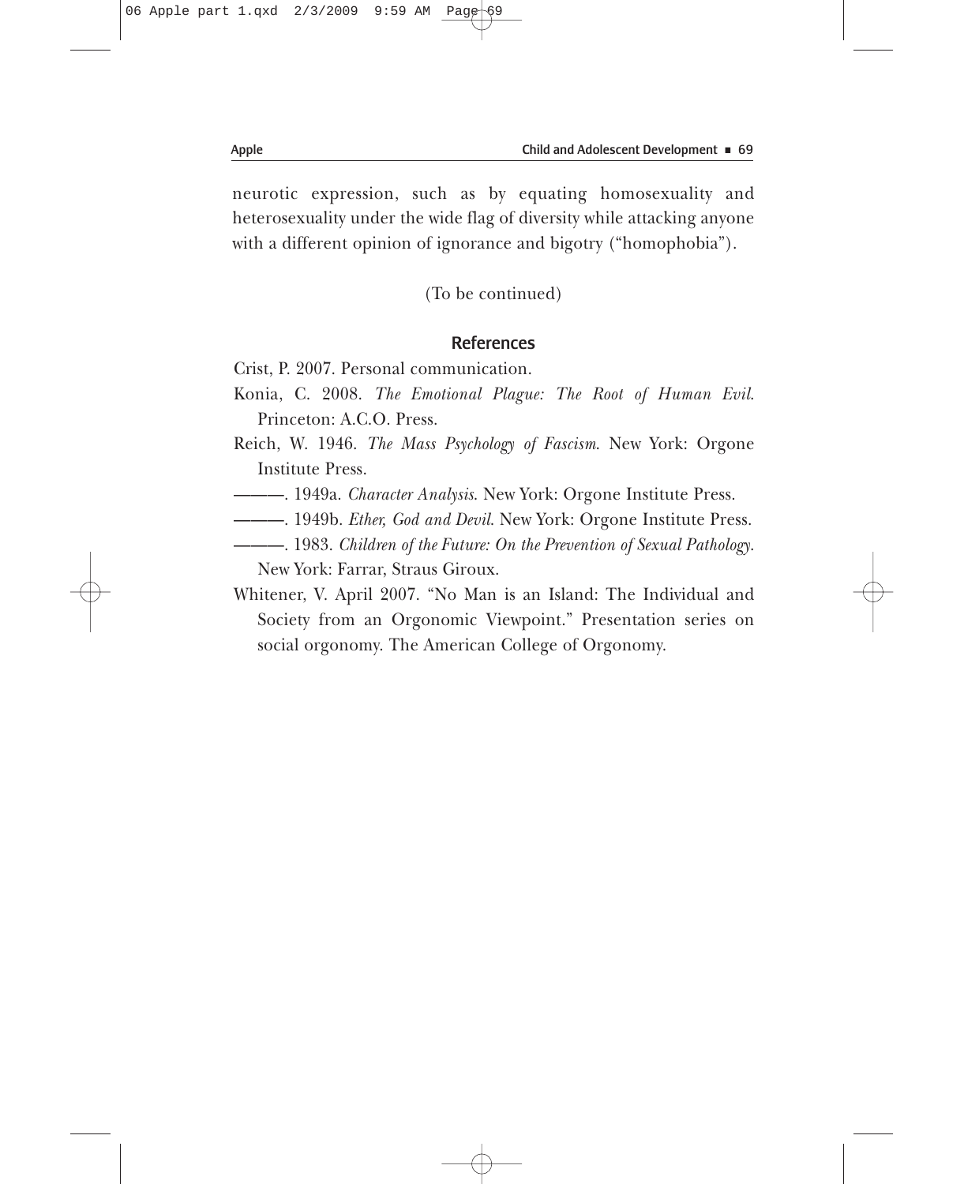neurotic expression, such as by equating homosexuality and heterosexuality under the wide flag of diversity while attacking anyone with a different opinion of ignorance and bigotry ("homophobia").

(To be continued)

## References

Crist, P. 2007. Personal communication.

Konia, C. 2008. *The Emotional Plague: The Root of Human Evil*. Princeton: A.C.O. Press.

Reich, W. 1946. *The Mass Psychology of Fascism*. New York: Orgone Institute Press.

———. 1949a. *Character Analysis*. New York: Orgone Institute Press.

———. 1949b. *Ether, God and Devil*. New York: Orgone Institute Press.

———. 1983. *Children of the Future: On the Prevention of Sexual Pathology*. New York: Farrar, Straus Giroux.

Whitener, V. April 2007. "No Man is an Island: The Individual and Society from an Orgonomic Viewpoint." Presentation series on social orgonomy. The American College of Orgonomy.